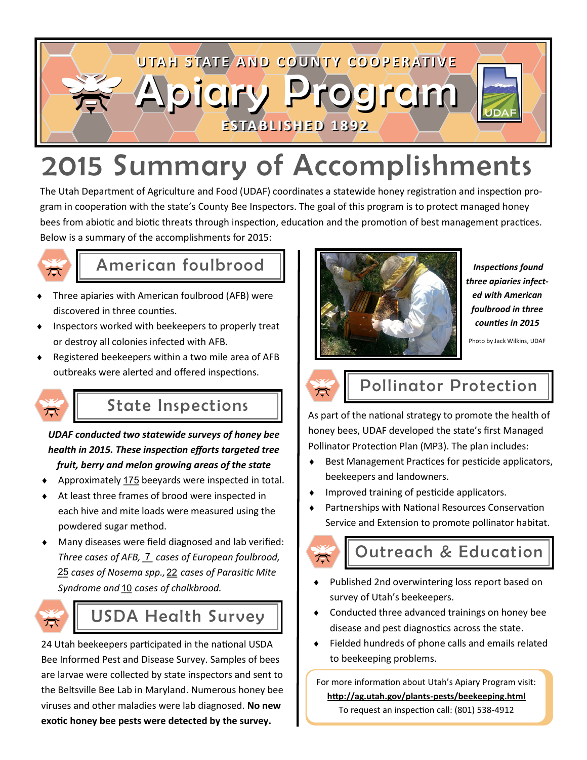UTAH STATE AND COUNTY COOPERATIVE

# Apiary Program

ESTABLISHED 1892

UDAF

# 2015 Summary of Accomplishments

The Utah Department of Agriculture and Food (UDAF) coordinates a statewide honey registration and inspection program in cooperation with the state's County Bee Inspectors. The goal of this program is to protect managed honey bees from abiotic and biotic threats through inspection, education and the promotion of best management practices. Below is a summary of the accomplishments for 2015:

## American foulbrood

- Three apiaries with American foulbrood (AFB) were discovered in three counties.
- Inspectors worked with beekeepers to properly treat or destroy all colonies infected with AFB.
- Registered beekeepers within a two mile area of AFB outbreaks were alerted and offered inspections.

## State Inspections

***UDAF conducted two statewide surveys of honey bee health in 2015. These inspection efforts targeted tree fruit, berry and melon growing areas of the state***

- Approximately 175 beeyards were inspected in total.
- At least three frames of brood were inspected in each hive and mite loads were measured using the powdered sugar method.
- Many diseases were field diagnosed and lab verified: *Three cases of AFB,* 7 *cases of European foulbrood,* 25 *cases of Nosema spp.,* 22 *cases of Parasitic Mite Syndrome and* 10 *cases of chalkbrood.*

## USDA Health Survey

24 Utah beekeepers participated in the national USDA Bee Informed Pest and Disease Survey. Samples of bees are larvae were collected by state inspectors and sent to the Beltsville Bee Lab in Maryland. Numerous honey bee viruses and other maladies were lab diagnosed. **No new exotic honey bee pests were detected by the survey.**

***Inspections found three apiaries infected with American foulbrood in three counties in 2015***

Photo by Jack Wilkins, UDAF

## Pollinator Protection

As part of the national strategy to promote the health of honey bees, UDAF developed the state's first Managed Pollinator Protection Plan (MP3). The plan includes:

- Best Management Practices for pesticide applicators, beekeepers and landowners.
- Improved training of pesticide applicators.
- Partnerships with National Resources Conservation Service and Extension to promote pollinator habitat.

## Outreach & Education

- Published 2nd overwintering loss report based on survey of Utah's beekeepers.
- Conducted three advanced trainings on honey bee disease and pest diagnostics across the state.
- Fielded hundreds of phone calls and emails related to beekeeping problems.

For more information about Utah's Apiary Program visit:
**http://ag.utah.gov/plants-pests/beekeeping.html**
To request an inspection call: (801) 538-4912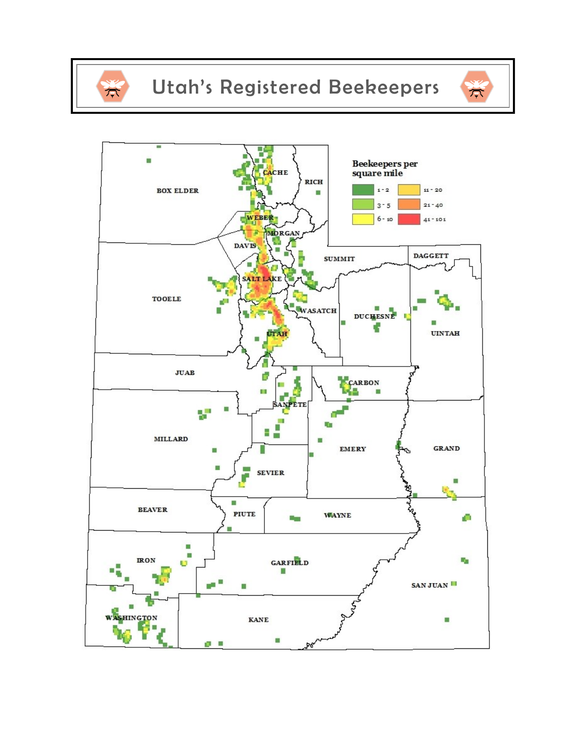# Utah's Registered Beekeepers

Beekeepers per square mile

1 - 2

3 - 5

6 - 10

11 - 20

21 - 40

41 - 101

BOX ELDER

CACHE

RICH

WEBER

MORGAN

DAVIS

SUMMIT

DAGGETT

SALT LAKE

TOOELE

WASATCH

DUCHESNE

UINTAH

UTAH

JUAB

CARBON

SANPETE

MILLARD

EMERY

GRAND

SEVIER

BEAVER

PIUTE

WAYNE

IRON

GARFIELD

SAN JUAN

WASHINGTON

KANE